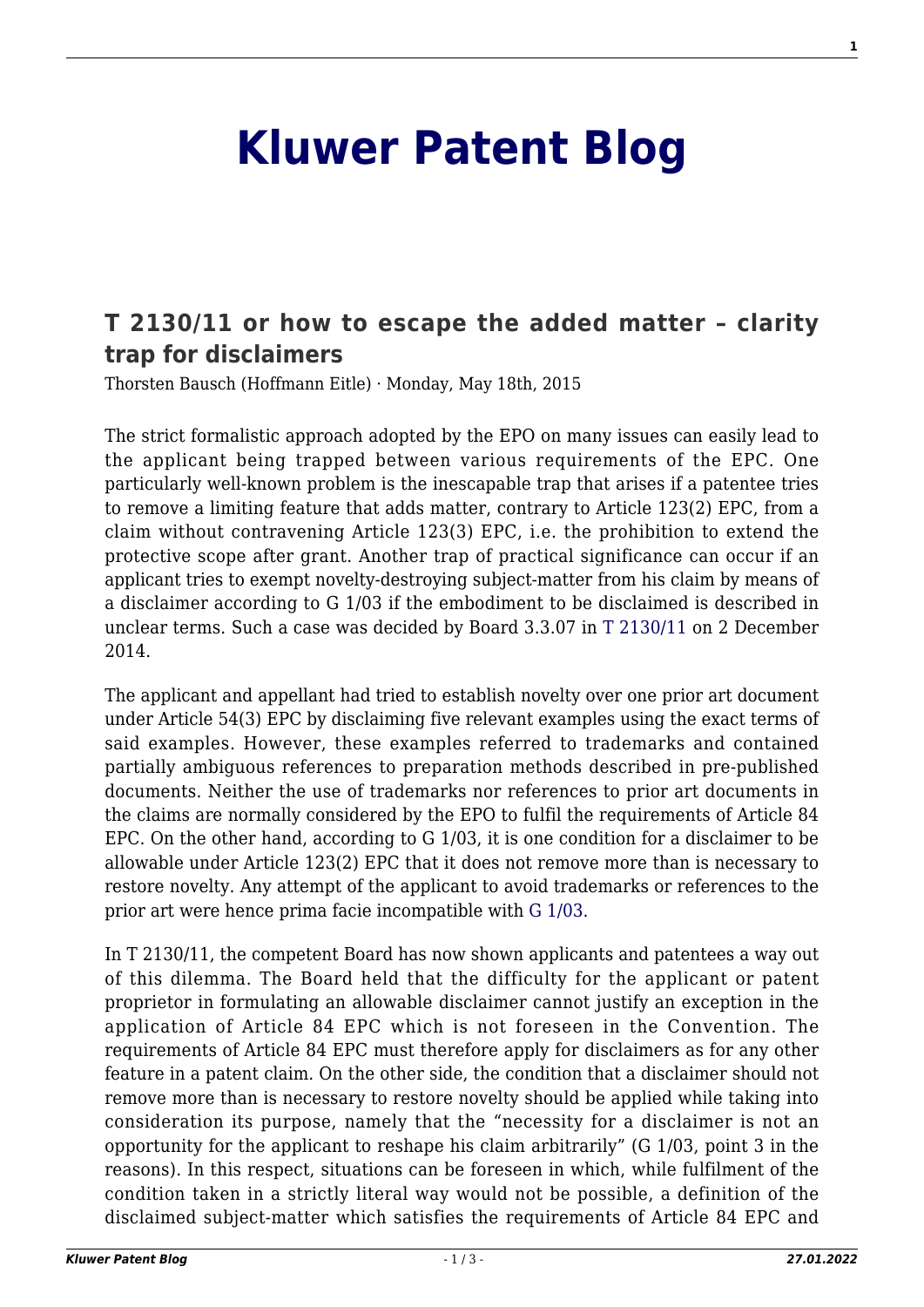# Kluwer Patent Blog

## T 2130/11 or how to escape the added matter – clarity trap for disclaimers

Thorsten Bausch (Hoffmann Eitle) · Monday, May 18th, 2015

The strict formalistic approach adopted by the EPO on many issues can easily lead to the applicant being trapped between various requirements of the EPC. One particularly well-known problem is the inescapable trap that arises if a patentee tries to remove a limiting feature that adds matter, contrary to Article 123(2) EPC, from a claim without contravening Article 123(3) EPC, i.e. the prohibition to extend the protective scope after grant. Another trap of practical significance can occur if an applicant tries to exempt novelty-destroying subject-matter from his claim by means of a disclaimer according to G 1/03 if the embodiment to be disclaimed is described in unclear terms. Such a case was decided by Board 3.3.07 in T 2130/11 on 2 December 2014.

The applicant and appellant had tried to establish novelty over one prior art document under Article 54(3) EPC by disclaiming five relevant examples using the exact terms of said examples. However, these examples referred to trademarks and contained partially ambiguous references to preparation methods described in pre-published documents. Neither the use of trademarks nor references to prior art documents in the claims are normally considered by the EPO to fulfil the requirements of Article 84 EPC. On the other hand, according to G 1/03, it is one condition for a disclaimer to be allowable under Article 123(2) EPC that it does not remove more than is necessary to restore novelty. Any attempt of the applicant to avoid trademarks or references to the prior art were hence prima facie incompatible with G 1/03.

In T 2130/11, the competent Board has now shown applicants and patentees a way out of this dilemma. The Board held that the difficulty for the applicant or patent proprietor in formulating an allowable disclaimer cannot justify an exception in the application of Article 84 EPC which is not foreseen in the Convention. The requirements of Article 84 EPC must therefore apply for disclaimers as for any other feature in a patent claim. On the other side, the condition that a disclaimer should not remove more than is necessary to restore novelty should be applied while taking into consideration its purpose, namely that the "necessity for a disclaimer is not an opportunity for the applicant to reshape his claim arbitrarily" (G 1/03, point 3 in the reasons). In this respect, situations can be foreseen in which, while fulfilment of the condition taken in a strictly literal way would not be possible, a definition of the disclaimed subject-matter which satisfies the requirements of Article 84 EPC and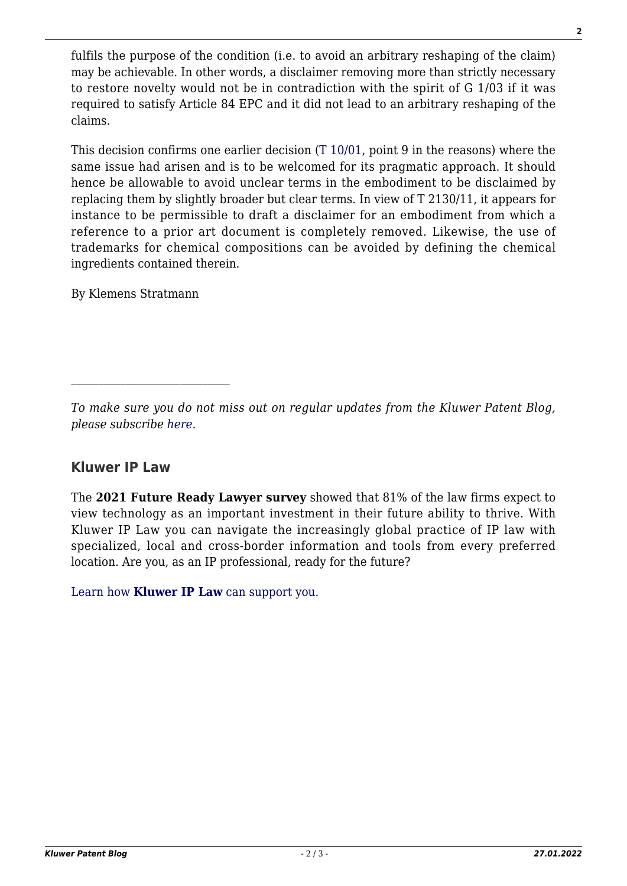fulfils the purpose of the condition (i.e. to avoid an arbitrary reshaping of the claim) may be achievable. In other words, a disclaimer removing more than strictly necessary to restore novelty would not be in contradiction with the spirit of G 1/03 if it was required to satisfy Article 84 EPC and it did not lead to an arbitrary reshaping of the claims.

This decision confirms one earlier decision (T 10/01, point 9 in the reasons) where the same issue had arisen and is to be welcomed for its pragmatic approach. It should hence be allowable to avoid unclear terms in the embodiment to be disclaimed by replacing them by slightly broader but clear terms. In view of T 2130/11, it appears for instance to be permissible to draft a disclaimer for an embodiment from which a reference to a prior art document is completely removed. Likewise, the use of trademarks for chemical compositions can be avoided by defining the chemical ingredients contained therein.

By Klemens Stratmann

---

*To make sure you do not miss out on regular updates from the Kluwer Patent Blog, please subscribe here.*

## Kluwer IP Law

The **2021 Future Ready Lawyer survey** showed that 81% of the law firms expect to view technology as an important investment in their future ability to thrive. With Kluwer IP Law you can navigate the increasingly global practice of IP law with specialized, local and cross-border information and tools from every preferred location. Are you, as an IP professional, ready for the future?

Learn how **Kluwer IP Law** can support you.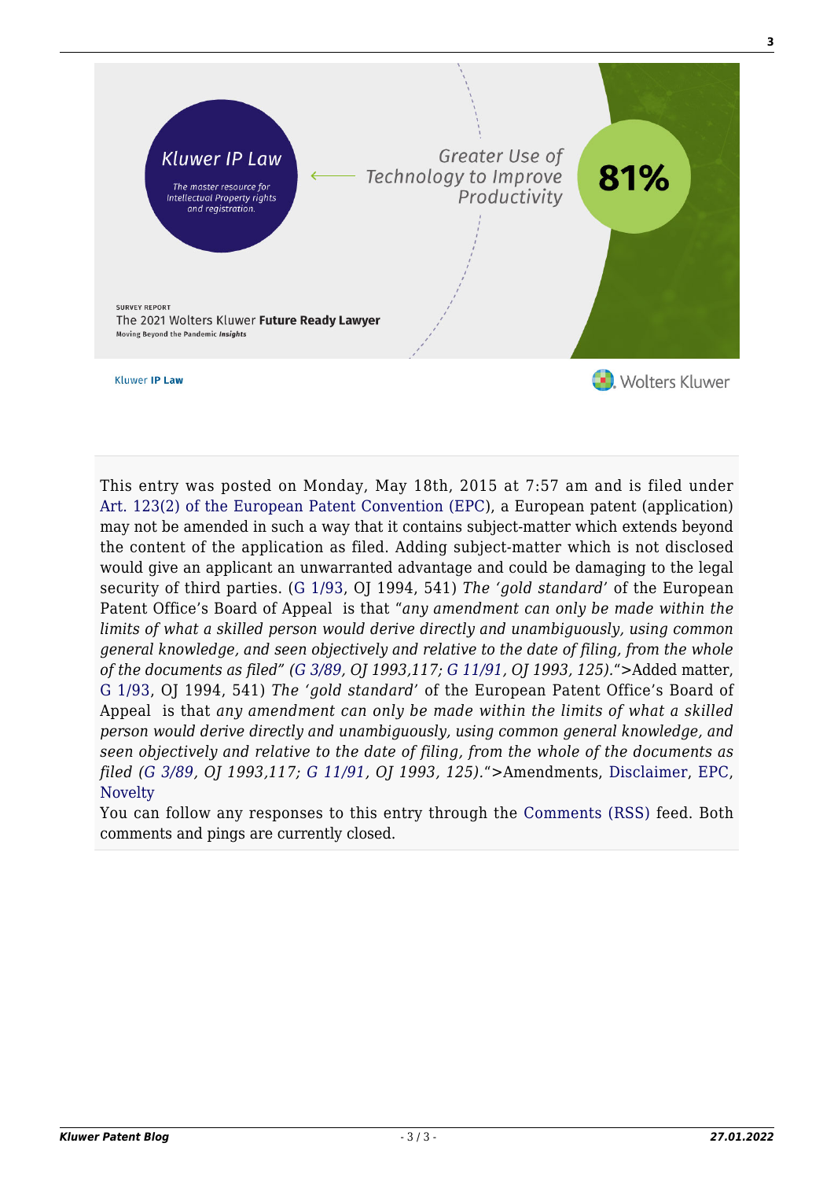Kluwer IP Law

The master resource for Intellectual Property rights and registration.

Greater Use of Technology to Improve Productivity

81%

SURVEY REPORT

The 2021 Wolters Kluwer **Future Ready Lawyer**

Moving Beyond the Pandemic *Insights*

Kluwer **IP Law**

Wolters Kluwer

This entry was posted on Monday, May 18th, 2015 at 7:57 am and is filed under Art. 123(2) of the European Patent Convention (EPC), a European patent (application) may not be amended in such a way that it contains subject-matter which extends beyond the content of the application as filed. Adding subject-matter which is not disclosed would give an applicant an unwarranted advantage and could be damaging to the legal security of third parties. (G 1/93, OJ 1994, 541) *The 'gold standard'* of the European Patent Office's Board of Appeal is that "*any amendment can only be made within the limits of what a skilled person would derive directly and unambiguously, using common general knowledge, and seen objectively and relative to the date of filing, from the whole of the documents as filed" (G 3/89, OJ 1993,117; G 11/91, OJ 1993, 125).*">Added matter, G 1/93, OJ 1994, 541) *The 'gold standard'* of the European Patent Office's Board of Appeal is that *any amendment can only be made within the limits of what a skilled person would derive directly and unambiguously, using common general knowledge, and seen objectively and relative to the date of filing, from the whole of the documents as filed (G 3/89, OJ 1993,117; G 11/91, OJ 1993, 125).*">Amendments, Disclaimer, EPC, Novelty

You can follow any responses to this entry through the Comments (RSS) feed. Both comments and pings are currently closed.